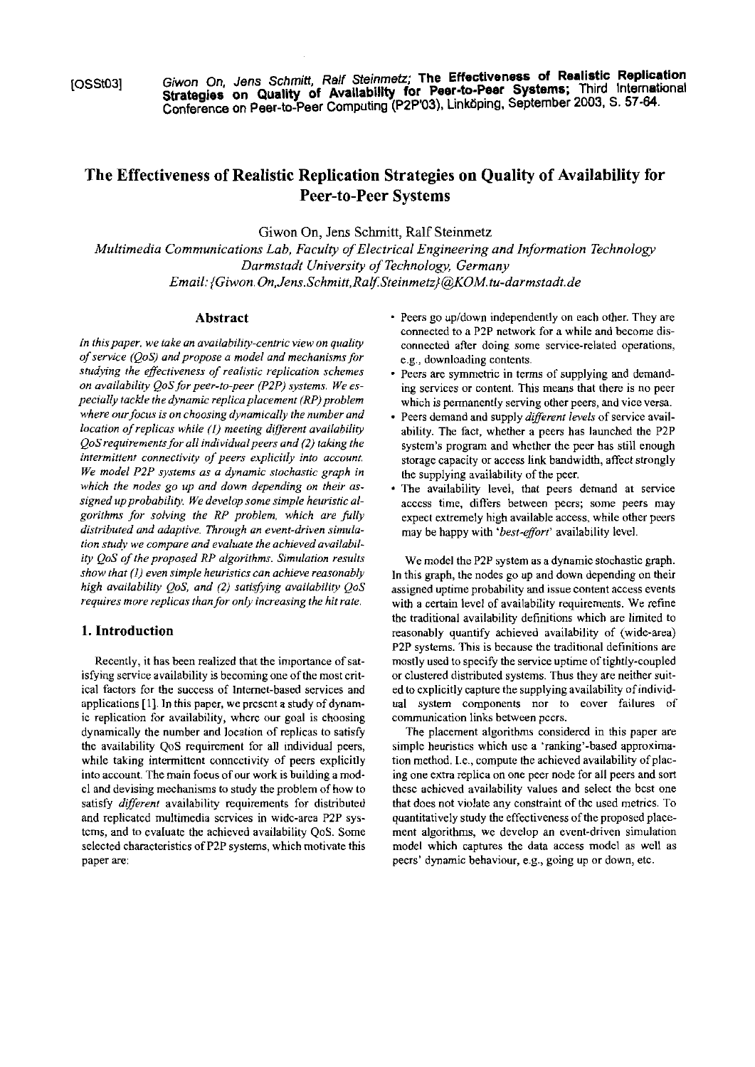[OSSt03] *Giwon On, Jens Schmitt, Ralf Steinmetz;* **The Effectiveness of Realistic Replication Strategies on Quality of Availability for Peer-to-Peer Systems;** Third International Conference on Peer-to-Peer Computing (P2P'03), Linköping, September 2003, S. 57-64.

# The Effectiveness of Realistic Replication Strategies on Quality of Availability for Peer-to-Peer Systems

Giwon On, Jens Schmitt, Ralf Steinmetz

*Multimedia Communications Lab, Faculty of Electrical Engineering and Information Technology*
*Darmstadt University of Technology, Germany*
*Email: {Giwon.On,Jens.Schmitt,Ralf.Steinmetz}@KOM.tu-darmstadt.de*

## Abstract

*In this paper, we take an availability-centric view on quality of service (QoS) and propose a model and mechanisms for studying the effectiveness of realistic replication schemes on availability QoS for peer-to-peer (P2P) systems. We especially tackle the dynamic replica placement (RP) problem where our focus is on choosing dynamically the number and location of replicas while (1) meeting different availability QoS requirements for all individual peers and (2) taking the intermittent connectivity of peers explicitly into account. We model P2P systems as a dynamic stochastic graph in which the nodes go up and down depending on their assigned up probability. We develop some simple heuristic algorithms for solving the RP problem, which are fully distributed and adaptive. Through an event-driven simulation study we compare and evaluate the achieved availability QoS of the proposed RP algorithms. Simulation results show that (1) even simple heuristics can achieve reasonably high availability QoS, and (2) satisfying availability QoS requires more replicas than for only increasing the hit rate.*

## 1. Introduction

Recently, it has been realized that the importance of satisfying service availability is becoming one of the most critical factors for the success of Internet-based services and applications [1]. In this paper, we present a study of dynamic replication for availability, where our goal is choosing dynamically the number and location of replicas to satisfy the availability QoS requirement for all individual peers, while taking intermittent connectivity of peers explicitly into account. The main focus of our work is building a model and devising mechanisms to study the problem of how to satisfy *different* availability requirements for distributed and replicated multimedia services in wide-area P2P systems, and to evaluate the achieved availability QoS. Some selected characteristics of P2P systems, which motivate this paper are:

- Peers go up/down independently on each other. They are connected to a P2P network for a while and become disconnected after doing some service-related operations, e.g., downloading contents.
- Peers are symmetric in terms of supplying and demanding services or content. This means that there is no peer which is permanently serving other peers, and vice versa.
- Peers demand and supply *different levels* of service availability. The fact, whether a peers has launched the P2P system's program and whether the peer has still enough storage capacity or access link bandwidth, affect strongly the supplying availability of the peer.
- The availability level, that peers demand at service access time, differs between peers; some peers may expect extremely high available access, while other peers may be happy with '*best-effort*' availability level.

We model the P2P system as a dynamic stochastic graph. In this graph, the nodes go up and down depending on their assigned uptime probability and issue content access events with a certain level of availability requirements. We refine the traditional availability definitions which are limited to reasonably quantify achieved availability of (wide-area) P2P systems. This is because the traditional definitions are mostly used to specify the service uptime of tightly-coupled or clustered distributed systems. Thus they are neither suited to explicitly capture the supplying availability of individual system components nor to cover failures of communication links between peers.

The placement algorithms considered in this paper are simple heuristics which use a 'ranking'-based approximation method. I.e., compute the achieved availability of placing one extra replica on one peer node for all peers and sort these achieved availability values and select the best one that does not violate any constraint of the used metrics. To quantitatively study the effectiveness of the proposed placement algorithms, we develop an event-driven simulation model which captures the data access model as well as peers' dynamic behaviour, e.g., going up or down, etc.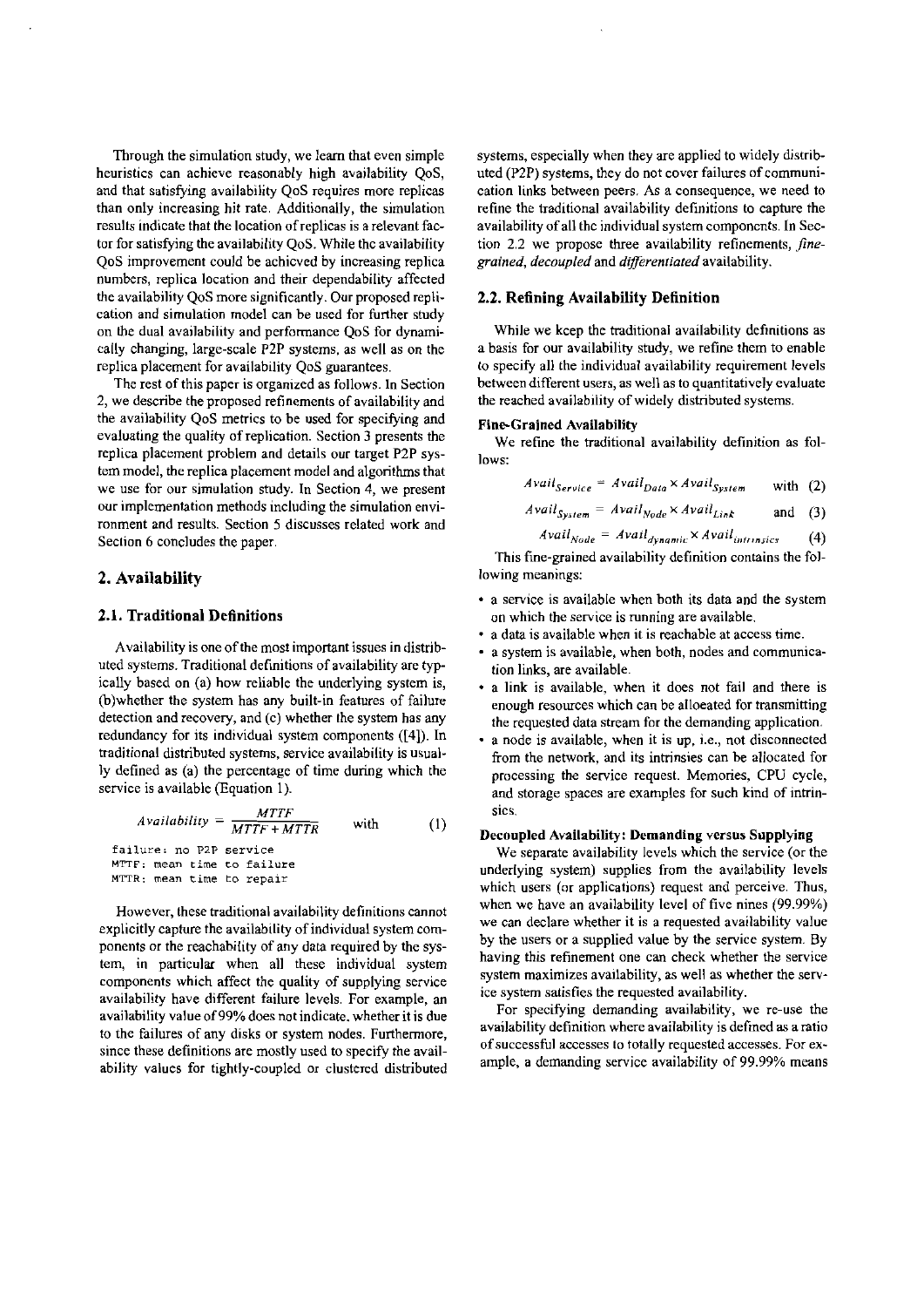Through the simulation study, we learn that even simple heuristics can achieve reasonably high availability QoS, and that satisfying availability QoS requires more replicas than only increasing hit rate. Additionally, the simulation results indicate that the location of replicas is a relevant factor for satisfying the availability QoS. While the availability QoS improvement could be achieved by increasing replica numbers, replica location and their dependability affected the availability QoS more significantly. Our proposed replication and simulation model can be used for further study on the dual availability and performance QoS for dynamically changing, large-scale P2P systems, as well as on the replica placement for availability QoS guarantees.

The rest of this paper is organized as follows. In Section 2, we describe the proposed refinements of availability and the availability QoS metrics to be used for specifying and evaluating the quality of replication. Section 3 presents the replica placement problem and details our target P2P system model, the replica placement model and algorithms that we use for our simulation study. In Section 4, we present our implementation methods including the simulation environment and results. Section 5 discusses related work and Section 6 concludes the paper.

## 2. Availability

### 2.1. Traditional Definitions

Availability is one of the most important issues in distributed systems. Traditional definitions of availability are typically based on (a) how reliable the underlying system is, (b)whether the system has any built-in features of failure detection and recovery, and (c) whether the system has any redundancy for its individual system components ([4]). In traditional distributed systems, service availability is usually defined as (a) the percentage of time during which the service is available (Equation 1).

$$Availability = \frac{MTTF}{MTTF + MTTR} \quad \text{with} \qquad (1)$$

```
failure: no P2P service
MTTF: mean time to failure
MTTR: mean time to repair
```

However, these traditional availability definitions cannot explicitly capture the availability of individual system components or the reachability of any data required by the system, in particular when all these individual system components which affect the quality of supplying service availability have different failure levels. For example, an availability value of 99% does not indicate, whether it is due to the failures of any disks or system nodes. Furthermore, since these definitions are mostly used to specify the availability values for tightly-coupled or clustered distributed systems, especially when they are applied to widely distributed (P2P) systems, they do not cover failures of communication links between peers. As a consequence, we need to refine the traditional availability definitions to capture the availability of all the individual system components. In Section 2.2 we propose three availability refinements, *fine-grained*, *decoupled* and *differentiated* availability.

### 2.2. Refining Availability Definition

While we keep the traditional availability definitions as a basis for our availability study, we refine them to enable to specify all the individual availability requirement levels between different users, as well as to quantitatively evaluate the reached availability of widely distributed systems.

#### Fine-Grained Availability

We refine the traditional availability definition as follows:

$$Avail_{Service} = Avail_{Data} \times Avail_{System} \quad \text{with} \quad (2)$$

$$Avail_{System} = Avail_{Node} \times Avail_{Link} \quad \text{and} \quad (3)$$

$$Avail_{Node} = Avail_{dynamic} \times Avail_{intrinsics} \quad (4)$$

This fine-grained availability definition contains the following meanings:

- a service is available when both its data and the system on which the service is running are available.
- a data is available when it is reachable at access time.
- a system is available, when both, nodes and communication links, are available.
- a link is available, when it does not fail and there is enough resources which can be allocated for transmitting the requested data stream for the demanding application.
- a node is available, when it is up, i.e., not disconnected from the network, and its intrinsics can be allocated for processing the service request. Memories, CPU cycle, and storage spaces are examples for such kind of intrinsics.

#### Decoupled Availability: Demanding versus Supplying

We separate availability levels which the service (or the underlying system) supplies from the availability levels which users (or applications) request and perceive. Thus, when we have an availability level of five nines (99.99%) we can declare whether it is a requested availability value by the users or a supplied value by the service system. By having this refinement one can check whether the service system maximizes availability, as well as whether the service system satisfies the requested availability.

For specifying demanding availability, we re-use the availability definition where availability is defined as a ratio of successful accesses to totally requested accesses. For example, a demanding service availability of 99.99% means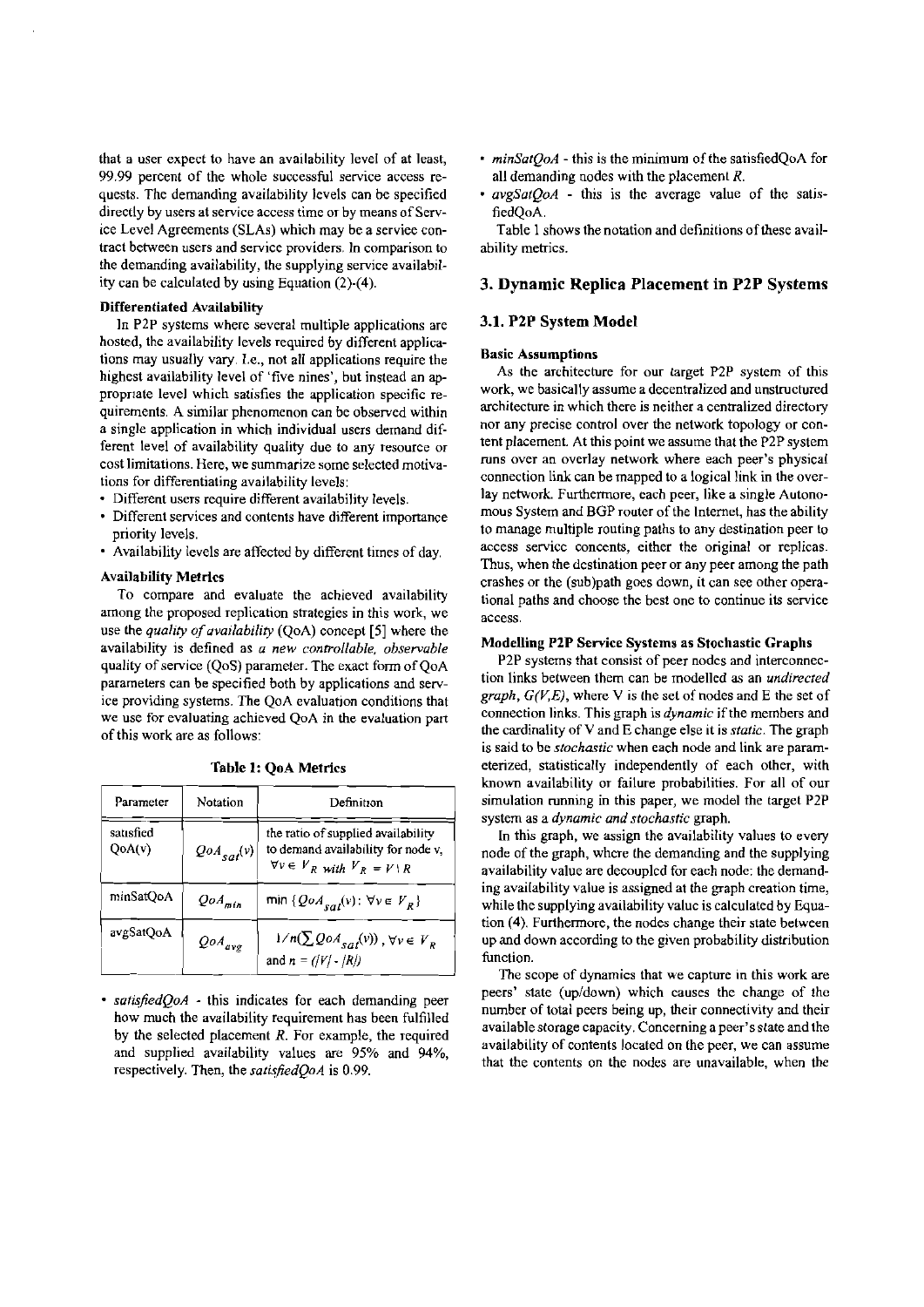that a user expect to have an availability level of at least, 99.99 percent of the whole successful service access requests. The demanding availability levels can be specified directly by users at service access time or by means of Service Level Agreements (SLAs) which may be a service contract between users and service providers. In comparison to the demanding availability, the supplying service availability can be calculated by using Equation (2)-(4).

#### Differentiated Availability

In P2P systems where several multiple applications are hosted, the availability levels required by different applications may usually vary. I.e., not all applications require the highest availability level of 'five nines', but instead an appropriate level which satisfies the application specific requirements. A similar phenomenon can be observed within a single application in which individual users demand different level of availability quality due to any resource or cost limitations. Here, we summarize some selected motivations for differentiating availability levels:

- Different users require different availability levels.
- Different services and contents have different importance priority levels.
- Availability levels are affected by different times of day.

#### Availability Metrics

To compare and evaluate the achieved availability among the proposed replication strategies in this work, we use the *quality of availability* (QoA) concept [5] where the availability is defined as *a new controllable, observable* quality of service (QoS) parameter. The exact form of QoA parameters can be specified both by applications and service providing systems. The QoA evaluation conditions that we use for evaluating achieved QoA in the evaluation part of this work are as follows:

**Table 1: QoA Metrics**

| Parameter | Notation | Definition |
|---|---|---|
| satisfied QoA(v) | $QoA_{sat}(v)$ | the ratio of supplied availability to demand availability for node v, $\forall v \in V_R$ with $V_R = V \setminus R$ |
| minSatQoA | $QoA_{min}$ | $\min\{QoA_{sat}(v) : \forall v \in V_R\}$ |
| avgSatQoA | $QoA_{avg}$ | $1/n(\sum QoA_{sat}(v))$, $\forall v \in V_R$ and $n = (\lvert V \rvert - \lvert R \rvert)$ |

- *satisfiedQoA* - this indicates for each demanding peer how much the availability requirement has been fulfilled by the selected placement *R*. For example, the required and supplied availability values are 95% and 94%, respectively. Then, the *satisfiedQoA* is 0.99.
- *minSatQoA* - this is the minimum of the satisfiedQoA for all demanding nodes with the placement *R*.
- *avgSatQoA* - this is the average value of the satisfiedQoA.

Table 1 shows the notation and definitions of these availability metrics.

## 3. Dynamic Replica Placement in P2P Systems

### 3.1. P2P System Model

#### Basic Assumptions

As the architecture for our target P2P system of this work, we basically assume a decentralized and unstructured architecture in which there is neither a centralized directory nor any precise control over the network topology or content placement. At this point we assume that the P2P system runs over an overlay network where each peer's physical connection link can be mapped to a logical link in the overlay network. Furthermore, each peer, like a single Autonomous System and BGP router of the Internet, has the ability to manage multiple routing paths to any destination peer to access service concents, either the original or replicas. Thus, when the destination peer or any peer among the path crashes or the (sub)path goes down, it can see other operational paths and choose the best one to continue its service access.

#### Modelling P2P Service Systems as Stochastic Graphs

P2P systems that consist of peer nodes and interconnection links between them can be modelled as an *undirected graph*, *G(V,E)*, where V is the set of nodes and E the set of connection links. This graph is *dynamic* if the members and the cardinality of V and E change else it is *static*. The graph is said to be *stochastic* when each node and link are parameterized, statistically independently of each other, with known availability or failure probabilities. For all of our simulation running in this paper, we model the target P2P system as a *dynamic and stochastic* graph.

In this graph, we assign the availability values to every node of the graph, where the demanding and the supplying availability value are decoupled for each node: the demanding availability value is assigned at the graph creation time, while the supplying availability value is calculated by Equation (4). Furthermore, the nodes change their state between up and down according to the given probability distribution function.

The scope of dynamics that we capture in this work are peers' state (up/down) which causes the change of the number of total peers being up, their connectivity and their available storage capacity. Concerning a peer's state and the availability of contents located on the peer, we can assume that the contents on the nodes are unavailable, when the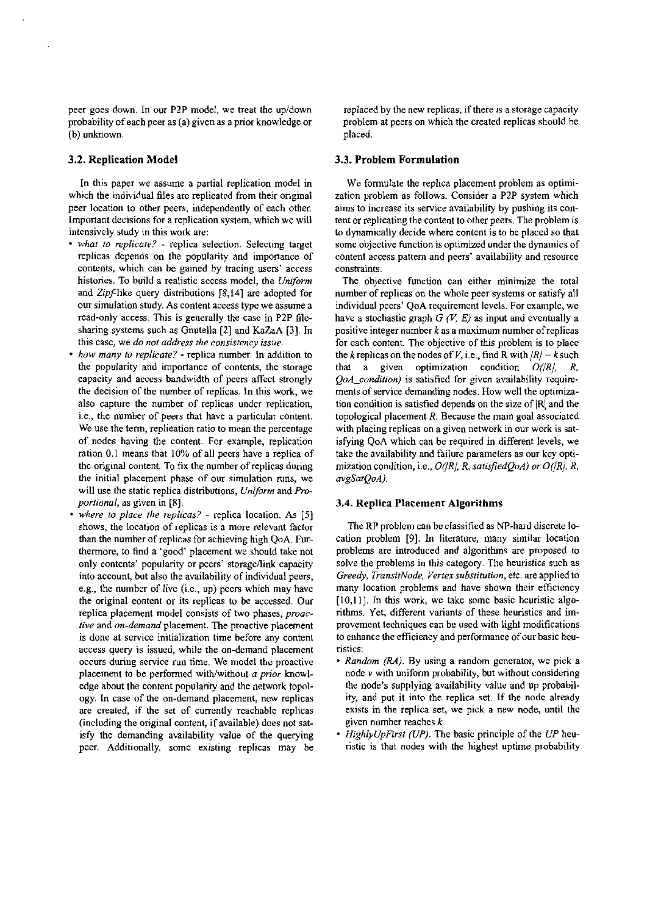peer goes down. In our P2P model, we treat the up/down probability of each peer as (a) given as a prior knowledge or (b) unknown.

### 3.2. Replication Model

In this paper we assume a partial replication model in which the individual files are replicated from their original peer location to other peers, independently of each other. Important decisions for a replication system, which we will intensively study in this work are:

- *what to replicate?* - replica selection. Selecting target replicas depends on the popularity and importance of contents, which can be gained by tracing users' access histories. To build a realistic access model, the *Uniform* and *Zipf*-like query distributions [8,14] are adopted for our simulation study. As content access type we assume a read-only access. This is generally the case in P2P file-sharing systems such as Gnutella [2] and KaZaA [3]. In this case, we *do not address the consistency issue.*
- *how many to replicate?* - replica number. In addition to the popularity and importance of contents, the storage capacity and access bandwidth of peers affect strongly the decision of the number of replicas. In this work, we also capture the number of replicas under replication, i.e., the number of peers that have a particular content. We use the term, replication ratio to mean the percentage of nodes having the content. For example, replication ration 0.1 means that 10% of all peers have a replica of the original content. To fix the number of replicas during the initial placement phase of our simulation runs, we will use the static replica distributions, *Uniform* and *Proportional*, as given in [8].
- *where to place the replicas?* - replica location. As [5] shows, the location of replicas is a more relevant factor than the number of replicas for achieving high QoA. Furthermore, to find a 'good' placement we should take not only contents' popularity or peers' storage/link capacity into account, but also the availability of individual peers, e.g., the number of live (i.e., up) peers which may have the original content or its replicas to be accessed. Our replica placement model consists of two phases, *proactive* and *on-demand* placement. The proactive placement is done at service initialization time before any content access query is issued, while the on-demand placement occurs during service run time. We model the proactive placement to be performed with/without *a prior* knowledge about the content popularity and the network topology. In case of the on-demand placement, new replicas are created, if the set of currently reachable replicas (including the original content, if available) does not satisfy the demanding availability value of the querying peer. Additionally, some existing replicas may be replaced by the new replicas, if there is a storage capacity problem at peers on which the created replicas should be placed.

### 3.3. Problem Formulation

We formulate the replica placement problem as optimization problem as follows. Consider a P2P system which aims to increase its service availability by pushing its content or replicating the content to other peers. The problem is to dynamically decide where content is to be placed so that some objective function is optimized under the dynamics of content access pattern and peers' availability and resource constraints.

The objective function can either minimize the total number of replicas on the whole peer systems or satisfy all individual peers' QoA requirement levels. For example, we have a stochastic graph $G$ $(V, E)$ as input and eventually a positive integer number $k$ as a maximum number of replicas for each content. The objective of this problem is to place the $k$ replicas on the nodes of $V$, i.e., find R with $|R| = k$ such that a given optimization condition $O(|R|, R, QoA\_condition)$ is satisfied for given availability requirements of service demanding nodes. How well the optimization condition is satisfied depends on the size of $|R|$ and the topological placement $R$. Because the main goal associated with placing replicas on a given network in our work is satisfying QoA which can be required in different levels, we take the availability and failure parameters as our key optimization condition, i.e., $O(|R|, R, satisfiedQoA)$ or $O(|R|, R, avgSatQoA)$.

### 3.4. Replica Placement Algorithms

The RP problem can be classified as NP-hard discrete location problem [9]. In literature, many similar location problems are introduced and algorithms are proposed to solve the problems in this category. The heuristics such as *Greedy*, *TransitNode*, *Vertex substitution*, etc. are applied to many location problems and have shown their efficiency [10,11]. In this work, we take some basic heuristic algorithms. Yet, different variants of these heuristics and improvement techniques can be used with light modifications to enhance the efficiency and performance of our basic heuristics:

- *Random (RA)*. By using a random generator, we pick a node $v$ with uniform probability, but without considering the node's supplying availability value and up probability, and put it into the replica set. If the node already exists in the replica set, we pick a new node, until the given number reaches $k$.
- *HighlyUpFirst (UP)*. The basic principle of the *UP* heuristic is that nodes with the highest uptime probability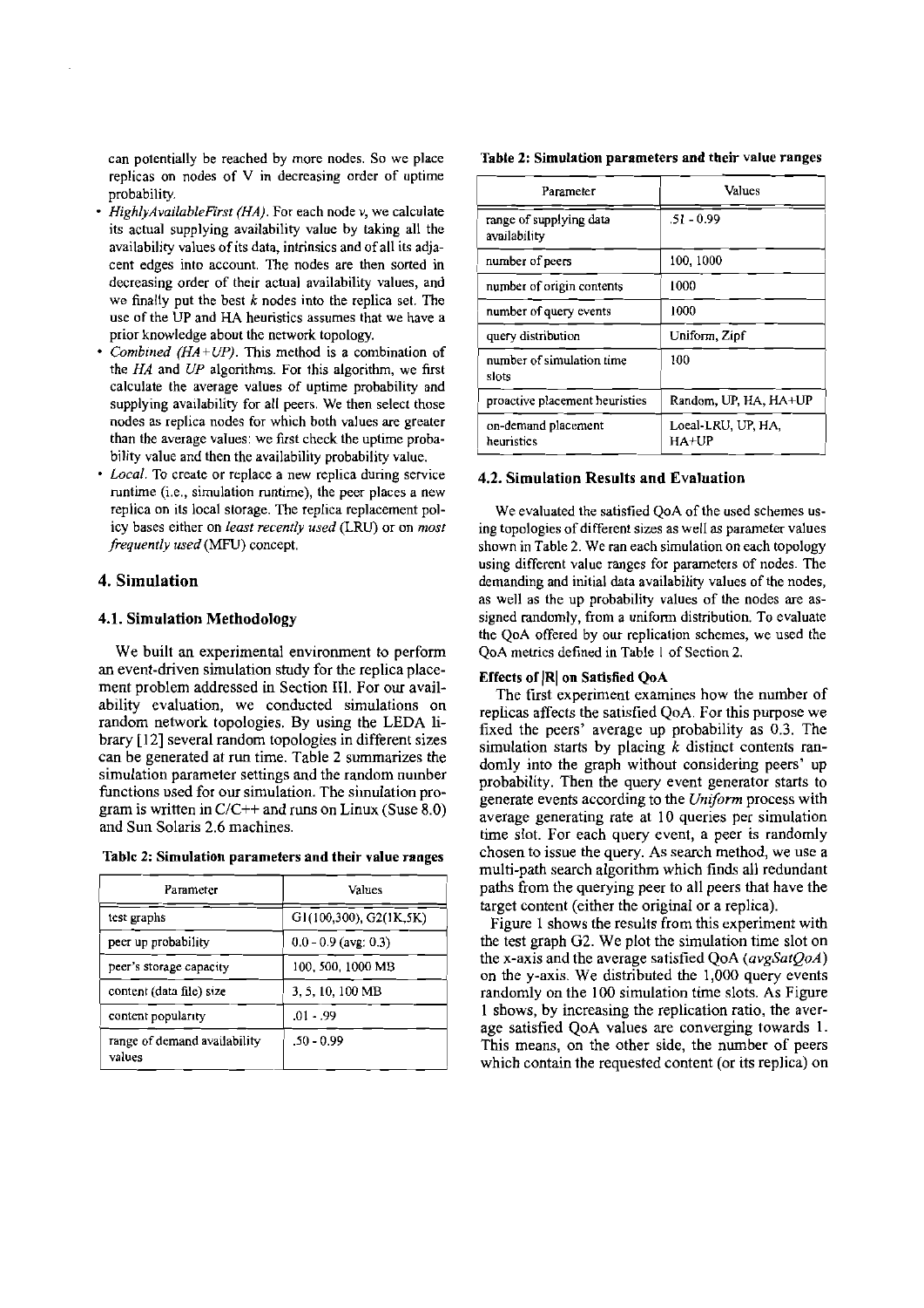can potentially be reached by more nodes. So we place replicas on nodes of V in decreasing order of uptime probability.

- *HighlyAvailableFirst (HA)*. For each node *v*, we calculate its actual supplying availability value by taking all the availability values of its data, intrinsics and of all its adjacent edges into account. The nodes are then sorted in decreasing order of their actual availability values, and we finally put the best *k* nodes into the replica set. The use of the UP and HA heuristics assumes that we have a prior knowledge about the network topology.
- *Combined (HA+UP)*. This method is a combination of the *HA* and *UP* algorithms. For this algorithm, we first calculate the average values of uptime probability and supplying availability for all peers. We then select those nodes as replica nodes for which both values are greater than the average values: we first check the uptime probability value and then the availability probability value.
- *Local*. To create or replace a new replica during service runtime (i.e., simulation runtime), the peer places a new replica on its local storage. The replica replacement policy bases either on *least recently used* (LRU) or on *most frequently used* (MFU) concept.

## 4. Simulation

### 4.1. Simulation Methodology

We built an experimental environment to perform an event-driven simulation study for the replica placement problem addressed in Section III. For our availability evaluation, we conducted simulations on random network topologies. By using the LEDA library [12] several random topologies in different sizes can be generated at run time. Table 2 summarizes the simulation parameter settings and the random number functions used for our simulation. The simulation program is written in C/C++ and runs on Linux (Suse 8.0) and Sun Solaris 2.6 machines.

**Table 2: Simulation parameters and their value ranges**

| Parameter | Values |
|---|---|
| test graphs | G1(100,300), G2(1K,5K) |
| peer up probability | 0.0 - 0.9 (avg: 0.3) |
| peer's storage capacity | 100, 500, 1000 MB |
| content (data file) size | 3, 5, 10, 100 MB |
| content popularity | .01 - .99 |
| range of demand availability values | .50 - 0.99 |
| range of supplying data availability | .51 - 0.99 |
| number of peers | 100, 1000 |
| number of origin contents | 1000 |
| number of query events | 1000 |
| query distribution | Uniform, Zipf |
| number of simulation time slots | 100 |
| proactive placement heuristics | Random, UP, HA, HA+UP |
| on-demand placement heuristics | Local-LRU, UP, HA, HA+UP |

### 4.2. Simulation Results and Evaluation

We evaluated the satisfied QoA of the used schemes using topologies of different sizes as well as parameter values shown in Table 2. We ran each simulation on each topology using different value ranges for parameters of nodes. The demanding and initial data availability values of the nodes, as well as the up probability values of the nodes are assigned randomly, from a uniform distribution. To evaluate the QoA offered by our replication schemes, we used the QoA metrics defined in Table 1 of Section 2.

**Effects of |R| on Satisfied QoA**

The first experiment examines how the number of replicas affects the satisfied QoA. For this purpose we fixed the peers' average up probability as 0.3. The simulation starts by placing *k* distinct contents randomly into the graph without considering peers' up probability. Then the query event generator starts to generate events according to the *Uniform* process with average generating rate at 10 queries per simulation time slot. For each query event, a peer is randomly chosen to issue the query. As search method, we use a multi-path search algorithm which finds all redundant paths from the querying peer to all peers that have the target content (either the original or a replica).

Figure 1 shows the results from this experiment with the test graph G2. We plot the simulation time slot on the x-axis and the average satisfied QoA (*avgSatQoA*) on the y-axis. We distributed the 1,000 query events randomly on the 100 simulation time slots. As Figure 1 shows, by increasing the replication ratio, the average satisfied QoA values are converging towards 1. This means, on the other side, the number of peers which contain the requested content (or its replica) on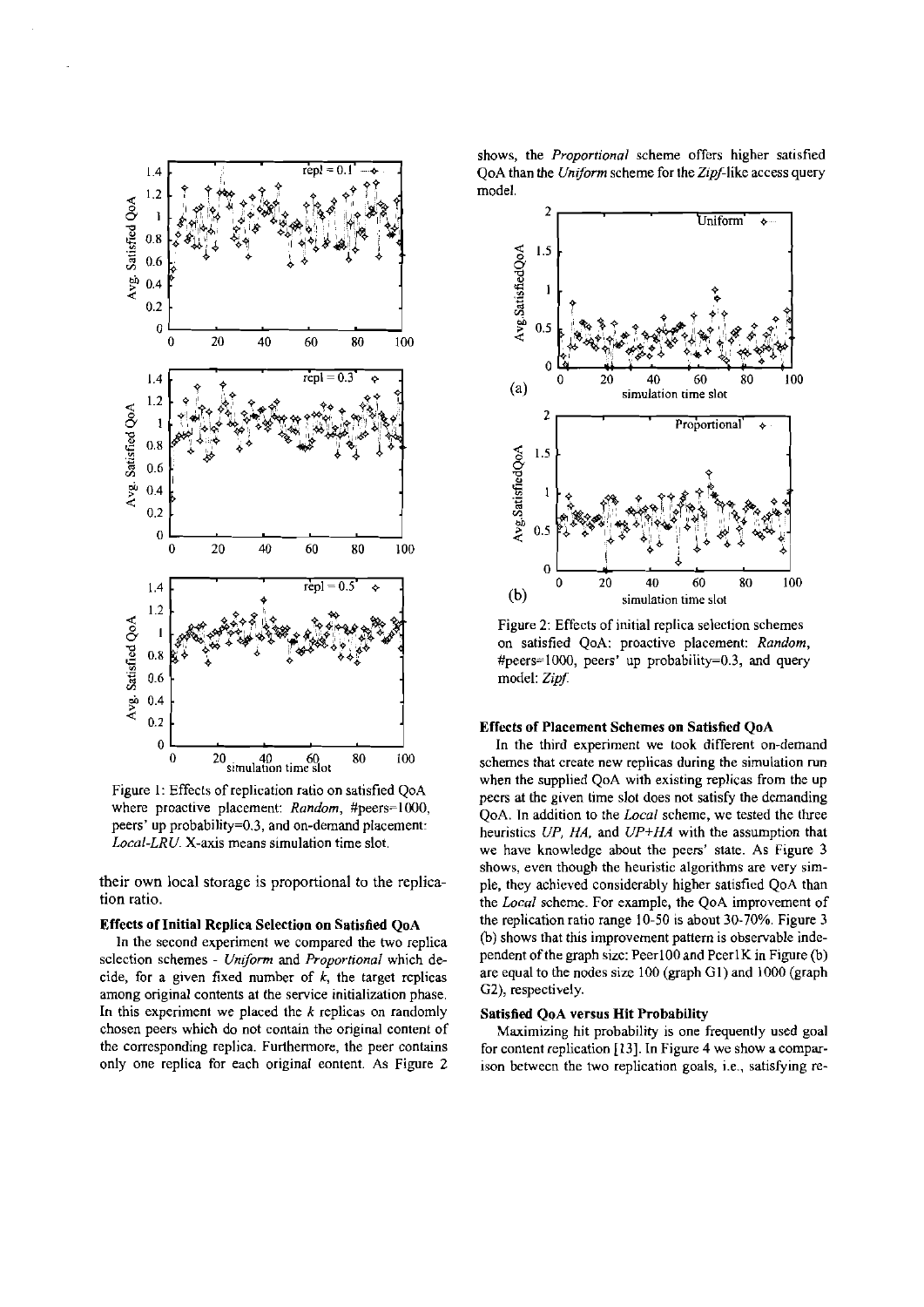Figure 1: Effects of replication ratio on satisfied QoA where proactive placement: *Random*, #peers=1000, peers' up probability=0.3, and on-demand placement: *Local-LRU*. X-axis means simulation time slot.

their own local storage is proportional to the replication ratio.

### Effects of Initial Replica Selection on Satisfied QoA

In the second experiment we compared the two replica selection schemes - *Uniform* and *Proportional* which decide, for a given fixed number of $k$, the target replicas among original contents at the service initialization phase. In this experiment we placed the $k$ replicas on randomly chosen peers which do not contain the original content of the corresponding replica. Furthermore, the peer contains only one replica for each original content. As Figure 2 shows, the *Proportional* scheme offers higher satisfied QoA than the *Uniform* scheme for the *Zipf*-like access query model.

Figure 2: Effects of initial replica selection schemes on satisfied QoA: proactive placement: *Random*, #peers=1000, peers' up probability=0.3, and query model: *Zipf*.

### Effects of Placement Schemes on Satisfied QoA

In the third experiment we took different on-demand schemes that create new replicas during the simulation run when the supplied QoA with existing replicas from the up peers at the given time slot does not satisfy the demanding QoA. In addition to the *Local* scheme, we tested the three heuristics *UP*, *HA*, and *UP+HA* with the assumption that we have knowledge about the peers' state. As Figure 3 shows, even though the heuristic algorithms are very simple, they achieved considerably higher satisfied QoA than the *Local* scheme. For example, the QoA improvement of the replication ratio range 10-50 is about 30-70%. Figure 3 (b) shows that this improvement pattern is observable independent of the graph size: Peer100 and Peer1K in Figure (b) are equal to the nodes size 100 (graph G1) and 1000 (graph G2), respectively.

### Satisfied QoA versus Hit Probability

Maximizing hit probability is one frequently used goal for content replication [13]. In Figure 4 we show a comparison between the two replication goals, i.e., satisfying re-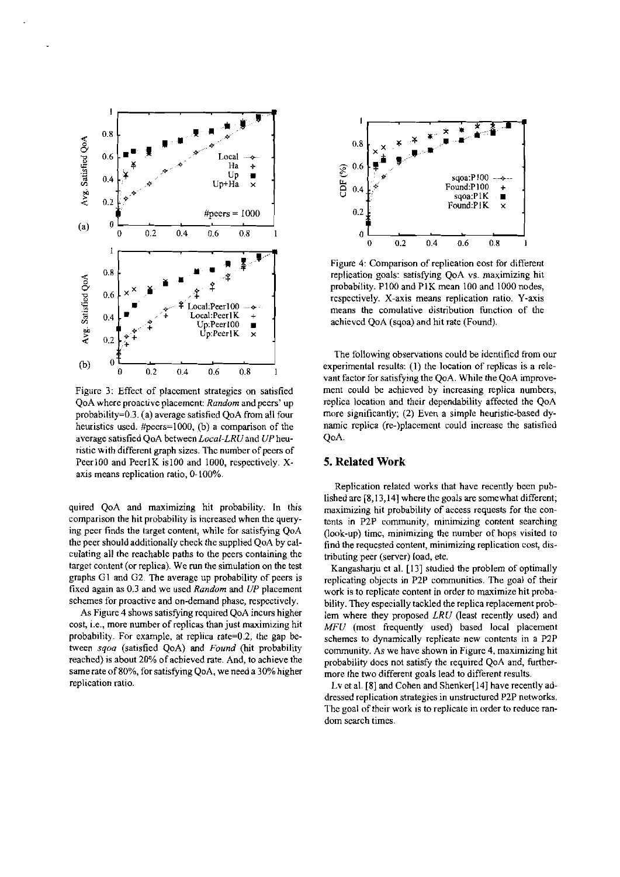Figure 3: Effect of placement strategies on satisfied QoA where proactive placement: *Random* and peers' up probability=0.3. (a) average satisfied QoA from all four heuristics used. #peers=1000, (b) a comparison of the average satisfied QoA between *Local-LRU* and *UP* heuristic with different graph sizes. The number of peers of Peer100 and Peer1K is100 and 1000, respectively. X-axis means replication ratio, 0-100%.

quired QoA and maximizing hit probability. In this comparison the hit probability is increased when the querying peer finds the target content, while for satisfying QoA the peer should additionally check the supplied QoA by calculating all the reachable paths to the peers containing the target content (or replica). We run the simulation on the test graphs G1 and G2. The average up probability of peers is fixed again as 0.3 and we used *Random* and *UP* placement schemes for proactive and on-demand phase, respectively.

As Figure 4 shows satisfying required QoA incurs higher cost, i.e., more number of replicas than just maximizing hit probability. For example, at replica rate=0.2, the gap between *sqoa* (satisfied QoA) and *Found* (hit probability reached) is about 20% of achieved rate. And, to achieve the same rate of 80%, for satisfying QoA, we need a 30% higher replication ratio.

Figure 4: Comparison of replication cost for different replication goals: satisfying QoA vs. maximizing hit probability. P100 and P1K mean 100 and 1000 nodes, respectively. X-axis means replication ratio. Y-axis means the comulative distribution function of the achieved QoA (sqoa) and hit rate (Found).

The following observations could be identified from our experimental results: (1) the location of replicas is a relevant factor for satisfying the QoA. While the QoA improvement could be achieved by increasing replica numbers, replica location and their dependability affected the QoA more significantly; (2) Even a simple heuristic-based dynamic replica (re-)placement could increase the satisfied QoA.

## 5. Related Work

Replication related works that have recently been published are [8,13,14] where the goals are somewhat different; maximizing hit probability of access requests for the contents in P2P community, minimizing content searching (look-up) time, minimizing the number of hops visited to find the requested content, minimizing replication cost, distributing peer (server) load, etc.

Kangasharju et al. [13] studied the problem of optimally replicating objects in P2P communities. The goal of their work is to replicate content in order to maximize hit probability. They especially tackled the replica replacement problem where they proposed *LRU* (least recently used) and *MFU* (most frequently used) based local placement schemes to dynamically replicate new contents in a P2P community. As we have shown in Figure 4, maximizing hit probability does not satisfy the required QoA and, furthermore the two different goals lead to different results.

Lv et al. [8] and Cohen and Shenker[14] have recently addressed replication strategies in unstructured P2P networks. The goal of their work is to replicate in order to reduce random search times.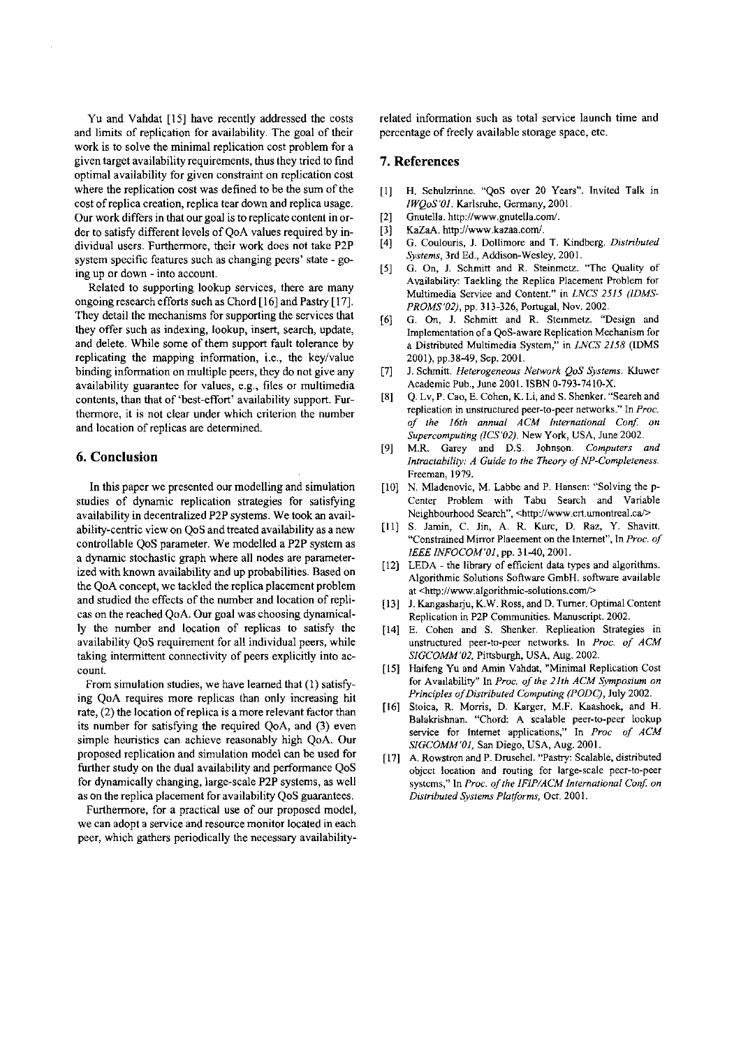Yu and Vahdat [15] have recently addressed the costs and limits of replication for availability. The goal of their work is to solve the minimal replication cost problem for a given target availability requirements, thus they tried to find optimal availability for given constraint on replication cost where the replication cost was defined to be the sum of the cost of replica creation, replica tear down and replica usage. Our work differs in that our goal is to replicate content in order to satisfy different levels of QoA values required by individual users. Furthermore, their work does not take P2P system specific features such as changing peers' state - going up or down - into account.

Related to supporting lookup services, there are many ongoing research efforts such as Chord [16] and Pastry [17]. They detail the mechanisms for supporting the services that they offer such as indexing, lookup, insert, search, update, and delete. While some of them support fault tolerance by replicating the mapping information, i.e., the key/value binding information on multiple peers, they do not give any availability guarantee for values, e.g., files or multimedia contents, than that of 'best-effort' availability support. Furthermore, it is not clear under which criterion the number and location of replicas are determined.

## 6. Conclusion

In this paper we presented our modelling and simulation studies of dynamic replication strategies for satisfying availability in decentralized P2P systems. We took an availability-centric view on QoS and treated availability as a new controllable QoS parameter. We modelled a P2P system as a dynamic stochastic graph where all nodes are parameterized with known availability and up probabilities. Based on the QoA concept, we tackled the replica placement problem and studied the effects of the number and location of replicas on the reached QoA. Our goal was choosing dynamically the number and location of replicas to satisfy the availability QoS requirement for all individual peers, while taking intermittent connectivity of peers explicitly into account.

From simulation studies, we have learned that (1) satisfying QoA requires more replicas than only increasing hit rate, (2) the location of replica is a more relevant factor than its number for satisfying the required QoA, and (3) even simple heuristics can achieve reasonably high QoA. Our proposed replication and simulation model can be used for further study on the dual availability and performance QoS for dynamically changing, large-scale P2P systems, as well as on the replica placement for availability QoS guarantees.

Furthermore, for a practical use of our proposed model, we can adopt a service and resource monitor located in each peer, which gathers periodically the necessary availability-related information such as total service launch time and percentage of freely available storage space, etc.

## 7. References

[1] H. Schulzrinne. "QoS over 20 Years". Invited Talk in *IWQoS'01*. Karlsruhe, Germany, 2001.

[2] Gnutella. http://www.gnutella.com/.

[3] KaZaA. http://www.kazaa.com/.

[4] G. Coulouris, J. Dollimore and T. Kindberg. *Distributed Systems*, 3rd Ed., Addison-Wesley, 2001.

[5] G. On, J. Schmitt and R. Steinmetz. "The Quality of Availability: Tackling the Replica Placement Problem for Multimedia Service and Content." in *LNCS 2515 (IDMS-PROMS'02)*, pp. 313-326, Portugal, Nov. 2002.

[6] G. On, J. Schmitt and R. Steinmetz. "Design and Implementation of a QoS-aware Replication Mechanism for a Distributed Multimedia System," in *LNCS 2158* (IDMS 2001), pp.38-49, Sep. 2001.

[7] J. Schmitt. *Heterogeneous Network QoS Systems*. Kluwer Academic Pub., June 2001. ISBN 0-793-7410-X.

[8] Q. Lv, P. Cao, E. Cohen, K. Li, and S. Shenker. "Search and replication in unstructured peer-to-peer networks." In *Proc. of the 16th annual ACM International Conf. on Supercomputing (ICS'02)*. New York, USA, June 2002.

[9] M.R. Garey and D.S. Johnson. *Computers and Intractability: A Guide to the Theory of NP-Completeness*. Freeman, 1979.

[10] N. Mladenovic, M. Labbe and P. Hansen: "Solving the p-Center Problem with Tabu Search and Variable Neighbourhood Search", <http://www.crt.umontreal.ca/>

[11] S. Jamin, C. Jin, A. R. Kure, D. Raz, Y. Shavitt. "Constrained Mirror Placement on the Internet", In *Proc. of IEEE INFOCOM'01*, pp. 31-40, 2001.

[12] LEDA - the library of efficient data types and algorithms. Algorithmic Solutions Software GmbH. software available at <http://www.algorithmic-solutions.com/>

[13] J. Kangasharju, K.W. Ross, and D. Turner. Optimal Content Replication in P2P Communities. Manuscript. 2002.

[14] E. Cohen and S. Shenker. Replication Strategies in unstructured peer-to-peer networks. In *Proc. of ACM SIGCOMM'02*, Pittsburgh, USA, Aug. 2002.

[15] Haifeng Yu and Amin Vahdat, "Minimal Replication Cost for Availability" In *Proc. of the 21th ACM Symposium on Principles of Distributed Computing (PODC)*, July 2002.

[16] Stoica, R. Morris, D. Karger, M.F. Kaashoek, and H. Balakrishnan. "Chord: A scalable peer-to-peer lookup service for Internet applications," In *Proc of ACM SIGCOMM'01*, San Diego, USA, Aug. 2001.

[17] A. Rowstron and P. Druschel. "Pastry: Scalable, distributed object location and routing for large-scale peer-to-peer systems," In *Proc. of the IFIP/ACM International Conf. on Distributed Systems Platforms*, Oct. 2001.